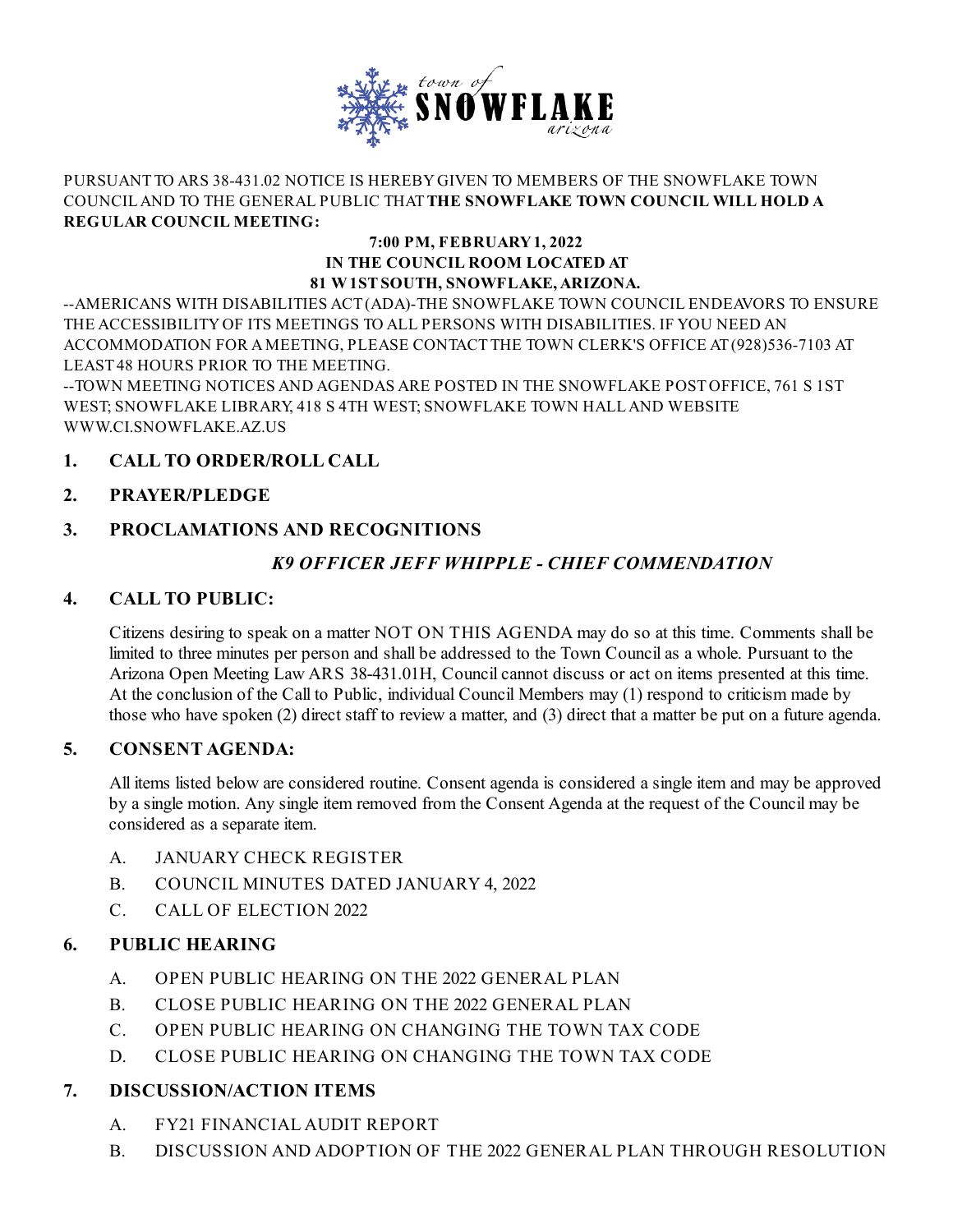town of **SNOWFLAKE** arizona

PURSUANT TO ARS 38-431.02 NOTICE IS HEREBY GIVEN TO MEMBERS OF THE SNOWFLAKE TOWN COUNCIL AND TO THE GENERAL PUBLIC THAT **THE SNOWFLAKE TOWN COUNCIL WILL HOLD A REGULAR COUNCIL MEETING:**

**7:00 PM, FEBRUARY 1, 2022**
**IN THE COUNCIL ROOM LOCATED AT**
**81 W 1ST SOUTH, SNOWFLAKE, ARIZONA.**

--AMERICANS WITH DISABILITIES ACT (ADA)-THE SNOWFLAKE TOWN COUNCIL ENDEAVORS TO ENSURE THE ACCESSIBILITY OF ITS MEETINGS TO ALL PERSONS WITH DISABILITIES. IF YOU NEED AN ACCOMMODATION FOR A MEETING, PLEASE CONTACT THE TOWN CLERK'S OFFICE AT (928)536-7103 AT LEAST 48 HOURS PRIOR TO THE MEETING.
--TOWN MEETING NOTICES AND AGENDAS ARE POSTED IN THE SNOWFLAKE POST OFFICE, 761 S 1ST WEST; SNOWFLAKE LIBRARY, 418 S 4TH WEST; SNOWFLAKE TOWN HALL AND WEBSITE WWW.CI.SNOWFLAKE.AZ.US

## 1. CALL TO ORDER/ROLL CALL

## 2. PRAYER/PLEDGE

## 3. PROCLAMATIONS AND RECOGNITIONS

***K9 OFFICER JEFF WHIPPLE - CHIEF COMMENDATION***

## 4. CALL TO PUBLIC:

Citizens desiring to speak on a matter NOT ON THIS AGENDA may do so at this time. Comments shall be limited to three minutes per person and shall be addressed to the Town Council as a whole. Pursuant to the Arizona Open Meeting Law ARS 38-431.01H, Council cannot discuss or act on items presented at this time. At the conclusion of the Call to Public, individual Council Members may (1) respond to criticism made by those who have spoken (2) direct staff to review a matter, and (3) direct that a matter be put on a future agenda.

## 5. CONSENT AGENDA:

All items listed below are considered routine. Consent agenda is considered a single item and may be approved by a single motion. Any single item removed from the Consent Agenda at the request of the Council may be considered as a separate item.

A. JANUARY CHECK REGISTER
B. COUNCIL MINUTES DATED JANUARY 4, 2022
C. CALL OF ELECTION 2022

## 6. PUBLIC HEARING

A. OPEN PUBLIC HEARING ON THE 2022 GENERAL PLAN
B. CLOSE PUBLIC HEARING ON THE 2022 GENERAL PLAN
C. OPEN PUBLIC HEARING ON CHANGING THE TOWN TAX CODE
D. CLOSE PUBLIC HEARING ON CHANGING THE TOWN TAX CODE

## 7. DISCUSSION/ACTION ITEMS

A. FY21 FINANCIAL AUDIT REPORT
B. DISCUSSION AND ADOPTION OF THE 2022 GENERAL PLAN THROUGH RESOLUTION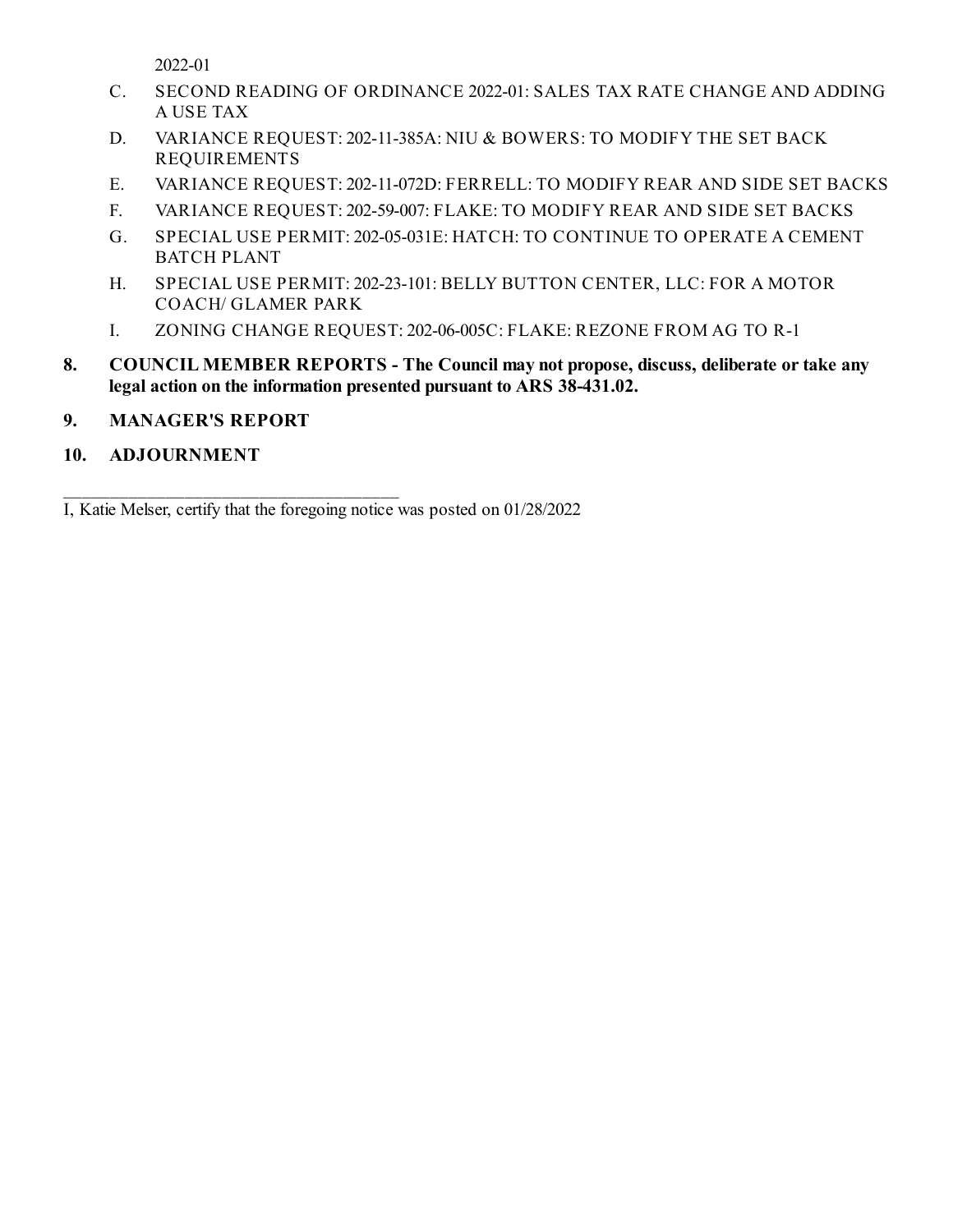2022-01

C. SECOND READING OF ORDINANCE 2022-01: SALES TAX RATE CHANGE AND ADDING A USE TAX

D. VARIANCE REQUEST: 202-11-385A: NIU & BOWERS: TO MODIFY THE SET BACK REQUIREMENTS

E. VARIANCE REQUEST: 202-11-072D: FERRELL: TO MODIFY REAR AND SIDE SET BACKS

F. VARIANCE REQUEST: 202-59-007: FLAKE: TO MODIFY REAR AND SIDE SET BACKS

G. SPECIAL USE PERMIT: 202-05-031E: HATCH: TO CONTINUE TO OPERATE A CEMENT BATCH PLANT

H. SPECIAL USE PERMIT: 202-23-101: BELLY BUTTON CENTER, LLC: FOR A MOTOR COACH/ GLAMER PARK

I. ZONING CHANGE REQUEST: 202-06-005C: FLAKE: REZONE FROM AG TO R-1

**8. COUNCIL MEMBER REPORTS - The Council may not propose, discuss, deliberate or take any legal action on the information presented pursuant to ARS 38-431.02.**

**9. MANAGER'S REPORT**

**10. ADJOURNMENT**

\_\_\_\_\_\_\_\_\_\_\_\_\_\_\_\_\_\_\_\_\_\_\_\_\_\_\_\_\_\_\_\_\_\_\_\_\_\_\_

I, Katie Melser, certify that the foregoing notice was posted on 01/28/2022